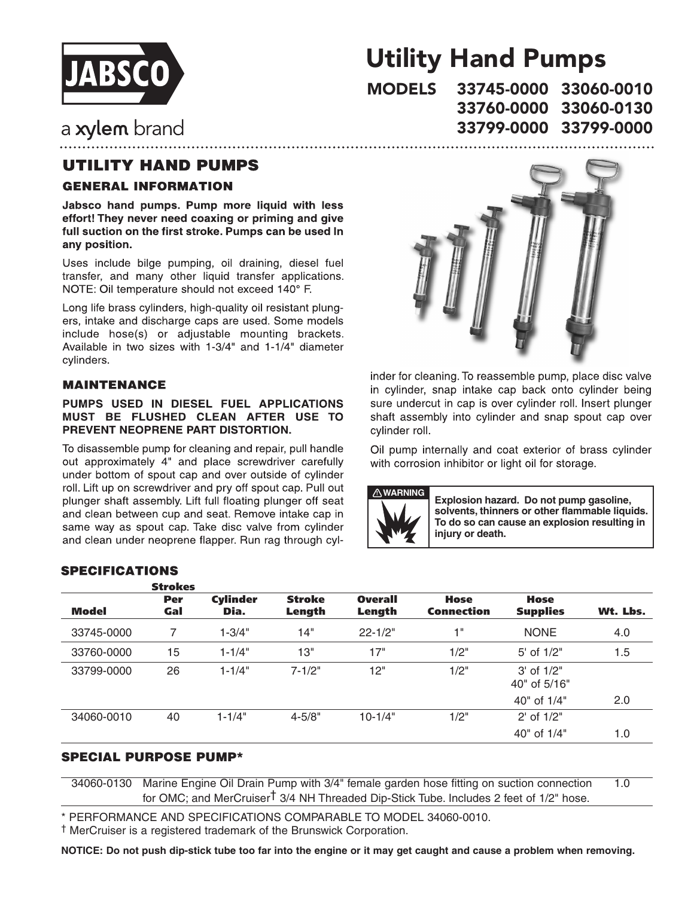# Utility Hand Pumps

**MODELS 33745-0000 33060-0010**
**33760-0000 33060-0130**
**33799-0000 33799-0000**

## UTILITY HAND PUMPS

### GENERAL INFORMATION

**Jabsco hand pumps. Pump more liquid with less effort! They never need coaxing or priming and give full suction on the first stroke. Pumps can be used In any position.**

Uses include bilge pumping, oil draining, diesel fuel transfer, and many other liquid transfer applications. NOTE: Oil temperature should not exceed 140° F.

Long life brass cylinders, high-quality oil resistant plungers, intake and discharge caps are used. Some models include hose(s) or adjustable mounting brackets. Available in two sizes with 1-3/4" and 1-1/4" diameter cylinders.

### MAINTENANCE

**PUMPS USED IN DIESEL FUEL APPLICATIONS MUST BE FLUSHED CLEAN AFTER USE TO PREVENT NEOPRENE PART DISTORTION.**

To disassemble pump for cleaning and repair, pull handle out approximately 4" and place screwdriver carefully under bottom of spout cap and over outside of cylinder roll. Lift up on screwdriver and pry off spout cap. Pull out plunger shaft assembly. Lift full floating plunger off seat and clean between cup and seat. Remove intake cap in same way as spout cap. Take disc valve from cylinder and clean under neoprene flapper. Run rag through cylinder for cleaning. To reassemble pump, place disc valve in cylinder, snap intake cap back onto cylinder being sure undercut in cap is over cylinder roll. Insert plunger shaft assembly into cylinder and snap spout cap over cylinder roll.

Oil pump internally and coat exterior of brass cylinder with corrosion inhibitor or light oil for storage.

**⚠ WARNING**

**Explosion hazard. Do not pump gasoline, solvents, thinners or other flammable liquids. To do so can cause an explosion resulting in injury or death.**

## SPECIFICATIONS

| Model | Strokes Per Gal | Cylinder Dia. | Stroke Length | Overall Length | Hose Connection | Hose Supplies | Wt. Lbs. |
|---|---|---|---|---|---|---|---|
| 33745-0000 | 7 | 1-3/4" | 14" | 22-1/2" | 1" | NONE | 4.0 |
| 33760-0000 | 15 | 1-1/4" | 13" | 17" | 1/2" | 5' of 1/2" | 1.5 |
| 33799-0000 | 26 | 1-1/4" | 7-1/2" | 12" | 1/2" | 3' of 1/2"<br>40" of 5/16"<br>40" of 1/4" | 2.0 |
| 34060-0010 | 40 | 1-1/4" | 4-5/8" | 10-1/4" | 1/2" | 2' of 1/2"<br>40" of 1/4" | 1.0 |

## SPECIAL PURPOSE PUMP*

| | | |
|---|---|---|
| 34060-0130 | Marine Engine Oil Drain Pump with 3/4" female garden hose fitting on suction connection for OMC; and MerCruiser† 3/4 NH Threaded Dip-Stick Tube. Includes 2 feet of 1/2" hose. | 1.0 |

\* PERFORMANCE AND SPECIFICATIONS COMPARABLE TO MODEL 34060-0010.

† MerCruiser is a registered trademark of the Brunswick Corporation.

**NOTICE: Do not push dip-stick tube too far into the engine or it may get caught and cause a problem when removing.**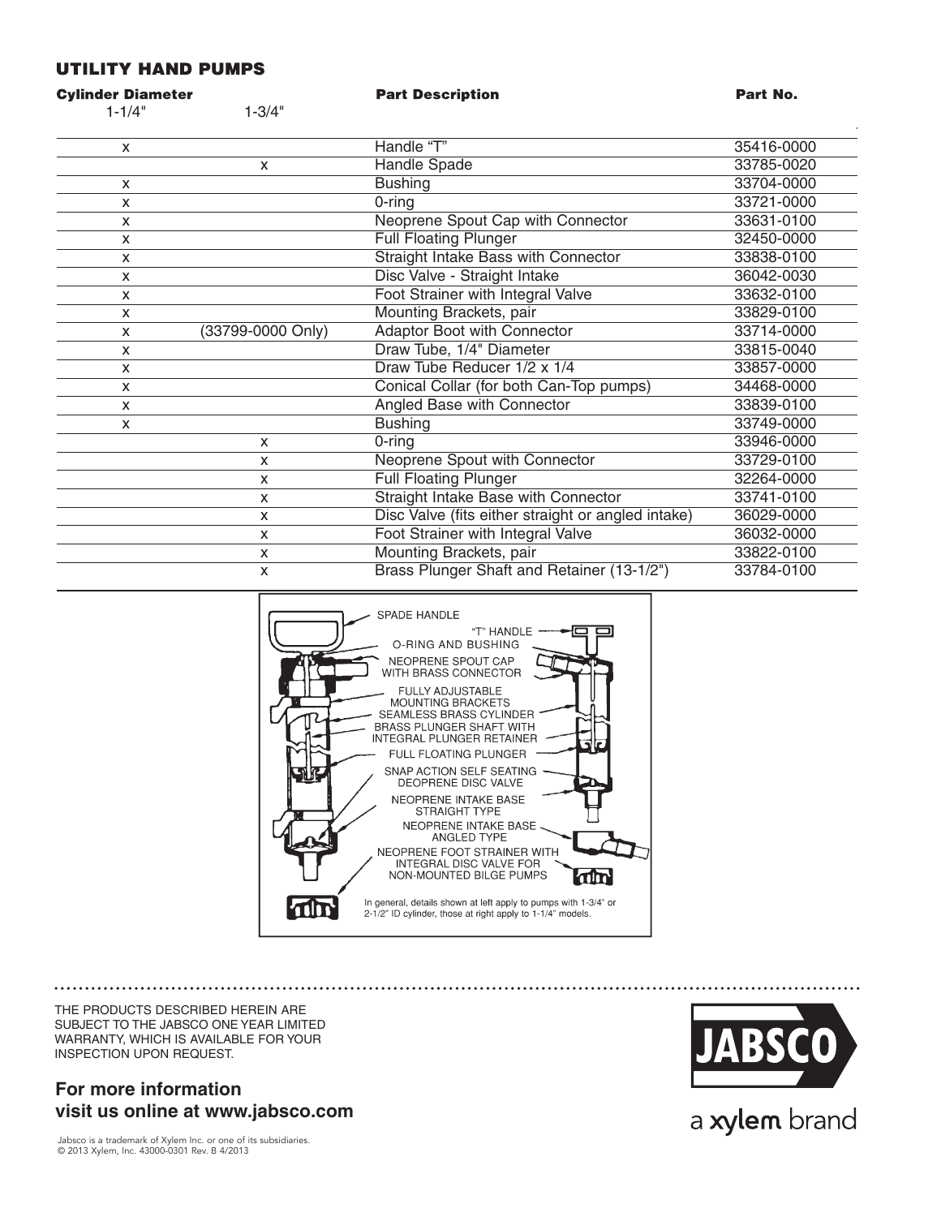## UTILITY HAND PUMPS

| Cylinder Diameter 1-1/4" | 1-3/4" | Part Description | Part No. |
|---|---|---|---|
| x | | Handle "T" | 35416-0000 |
| | x | Handle Spade | 33785-0020 |
| x | | Bushing | 33704-0000 |
| x | | 0-ring | 33721-0000 |
| x | | Neoprene Spout Cap with Connector | 33631-0100 |
| x | | Full Floating Plunger | 32450-0000 |
| x | | Straight Intake Bass with Connector | 33838-0100 |
| x | | Disc Valve - Straight Intake | 36042-0030 |
| x | | Foot Strainer with Integral Valve | 33632-0100 |
| x | | Mounting Brackets, pair | 33829-0100 |
| x | (33799-0000 Only) | Adaptor Boot with Connector | 33714-0000 |
| x | | Draw Tube, 1/4" Diameter | 33815-0040 |
| x | | Draw Tube Reducer 1/2 x 1/4 | 33857-0000 |
| x | | Conical Collar (for both Can-Top pumps) | 34468-0000 |
| x | | Angled Base with Connector | 33839-0100 |
| x | | Bushing | 33749-0000 |
| | x | 0-ring | 33946-0000 |
| | x | Neoprene Spout with Connector | 33729-0100 |
| | x | Full Floating Plunger | 32264-0000 |
| | x | Straight Intake Base with Connector | 33741-0100 |
| | x | Disc Valve (fits either straight or angled intake) | 36029-0000 |
| | x | Foot Strainer with Integral Valve | 36032-0000 |
| | x | Mounting Brackets, pair | 33822-0100 |
| | x | Brass Plunger Shaft and Retainer (13-1/2") | 33784-0100 |

SPADE HANDLE
"T" HANDLE
O-RING AND BUSHING
NEOPRENE SPOUT CAP WITH BRASS CONNECTOR
FULLY ADJUSTABLE MOUNTING BRACKETS
SEAMLESS BRASS CYLINDER
BRASS PLUNGER SHAFT WITH INTEGRAL PLUNGER RETAINER
FULL FLOATING PLUNGER
SNAP ACTION SELF SEATING DEOPRENE DISC VALVE
NEOPRENE INTAKE BASE STRAIGHT TYPE
NEOPRENE INTAKE BASE ANGLED TYPE
NEOPRENE FOOT STRAINER WITH INTEGRAL DISC VALVE FOR NON-MOUNTED BILGE PUMPS

In general, details shown at left apply to pumps with 1-3/4" or 2-1/2" ID cylinder, those at right apply to 1-1/4" models.

THE PRODUCTS DESCRIBED HEREIN ARE SUBJECT TO THE JABSCO ONE YEAR LIMITED WARRANTY, WHICH IS AVAILABLE FOR YOUR INSPECTION UPON REQUEST.

**For more information**
**visit us online at www.jabsco.com**

JABSCO

a xylem brand

Jabsco is a trademark of Xylem Inc. or one of its subsidiaries.
© 2013 Xylem, Inc. 43000-0301 Rev. B 4/2013